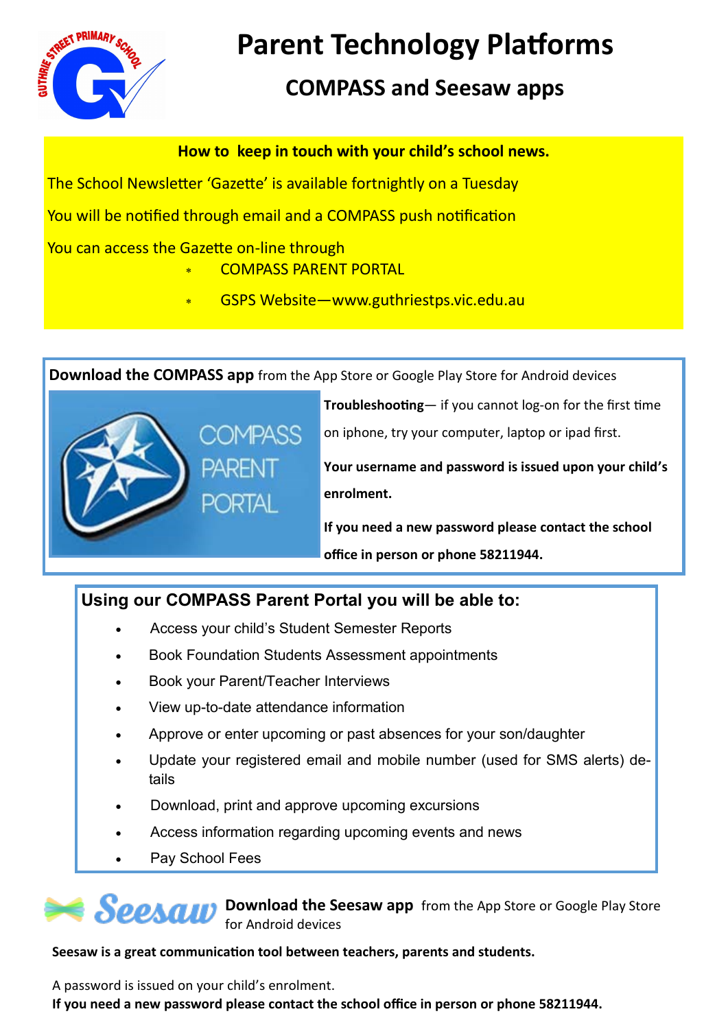# Parent Technology Platforms

## COMPASS and Seesaw apps

**How to keep in touch with your child's school news.**

The School Newsletter 'Gazette' is available fortnightly on a Tuesday

You will be notified through email and a COMPASS push notification

You can access the Gazette on-line through

- COMPASS PARENT PORTAL
- GSPS Website—www.guthriestps.vic.edu.au

**Download the COMPASS app** from the App Store or Google Play Store for Android devices

COMPASS PARENT PORTAL

**Troubleshooting**— if you cannot log-on for the first time on iphone, try your computer, laptop or ipad first.

**Your username and password is issued upon your child's enrolment.**

**If you need a new password please contact the school office in person or phone 58211944.**

### Using our COMPASS Parent Portal you will be able to:

- Access your child's Student Semester Reports
- Book Foundation Students Assessment appointments
- Book your Parent/Teacher Interviews
- View up-to-date attendance information
- Approve or enter upcoming or past absences for your son/daughter
- Update your registered email and mobile number (used for SMS alerts) details
- Download, print and approve upcoming excursions
- Access information regarding upcoming events and news
- Pay School Fees

Seesaw **Download the Seesaw app** from the App Store or Google Play Store for Android devices

**Seesaw is a great communication tool between teachers, parents and students.**

A password is issued on your child's enrolment.

**If you need a new password please contact the school office in person or phone 58211944.**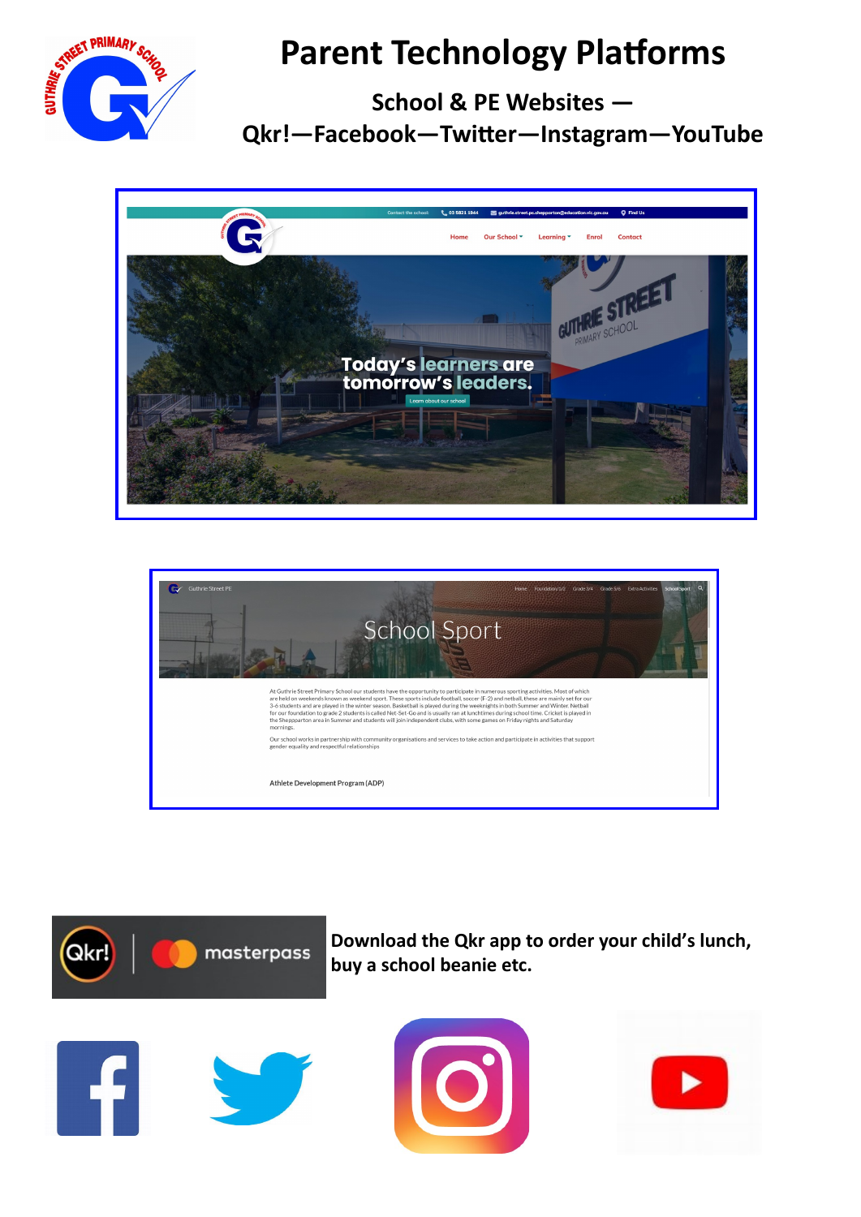# Parent Technology Platforms

## School & PE Websites — Qkr!—Facebook—Twitter—Instagram—YouTube

Download the Qkr app to order your child's lunch, buy a school beanie etc.